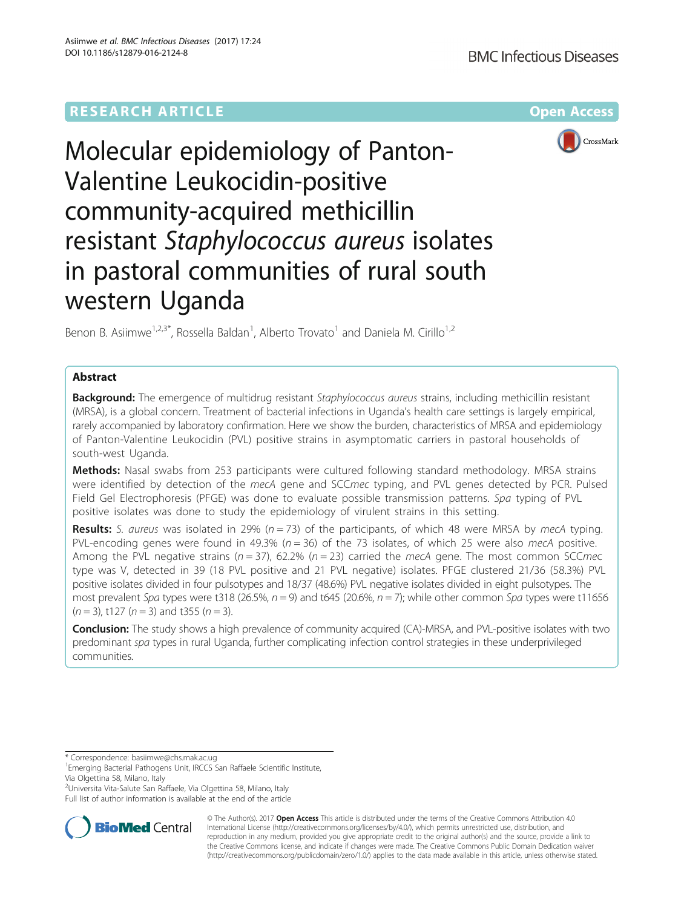RESEARCH ARTICLE Open Access

# Molecular epidemiology of Panton-Valentine Leukocidin-positive community-acquired methicillin resistant *Staphylococcus aureus* isolates in pastoral communities of rural south western Uganda

Benon B. Asiimwe[1,2,3*], Rossella Baldan[1], Alberto Trovato[1] and Daniela M. Cirillo[1,2]

## Abstract

**Background:** The emergence of multidrug resistant *Staphylococcus aureus* strains, including methicillin resistant (MRSA), is a global concern. Treatment of bacterial infections in Uganda's health care settings is largely empirical, rarely accompanied by laboratory confirmation. Here we show the burden, characteristics of MRSA and epidemiology of Panton-Valentine Leukocidin (PVL) positive strains in asymptomatic carriers in pastoral households of south-west Uganda.

**Methods:** Nasal swabs from 253 participants were cultured following standard methodology. MRSA strains were identified by detection of the *mecA* gene and SCC*mec* typing, and PVL genes detected by PCR. Pulsed Field Gel Electrophoresis (PFGE) was done to evaluate possible transmission patterns. *Spa* typing of PVL positive isolates was done to study the epidemiology of virulent strains in this setting.

**Results:** *S. aureus* was isolated in 29% ($n = 73$) of the participants, of which 48 were MRSA by *mecA* typing. PVL-encoding genes were found in 49.3% ($n = 36$) of the 73 isolates, of which 25 were also *mecA* positive. Among the PVL negative strains ($n = 37$), 62.2% ($n = 23$) carried the *mecA* gene. The most common SCC*mec* type was V, detected in 39 (18 PVL positive and 21 PVL negative) isolates. PFGE clustered 21/36 (58.3%) PVL positive isolates divided in four pulsotypes and 18/37 (48.6%) PVL negative isolates divided in eight pulsotypes. The most prevalent *Spa* types were t318 (26.5%, $n = 9$) and t645 (20.6%, $n = 7$); while other common *Spa* types were t11656 ($n = 3$), t127 ($n = 3$) and t355 ($n = 3$).

**Conclusion:** The study shows a high prevalence of community acquired (CA)-MRSA, and PVL-positive isolates with two predominant *spa* types in rural Uganda, further complicating infection control strategies in these underprivileged communities.

\* Correspondence: basiimwe@chs.mak.ac.ug
[1]Emerging Bacterial Pathogens Unit, IRCCS San Raffaele Scientific Institute, Via Olgettina 58, Milano, Italy
[2]Universita Vita-Salute San Raffaele, Via Olgettina 58, Milano, Italy
Full list of author information is available at the end of the article

© The Author(s). 2017 **Open Access** This article is distributed under the terms of the Creative Commons Attribution 4.0 International License (http://creativecommons.org/licenses/by/4.0/), which permits unrestricted use, distribution, and reproduction in any medium, provided you give appropriate credit to the original author(s) and the source, provide a link to the Creative Commons license, and indicate if changes were made. The Creative Commons Public Domain Dedication waiver (http://creativecommons.org/publicdomain/zero/1.0/) applies to the data made available in this article, unless otherwise stated.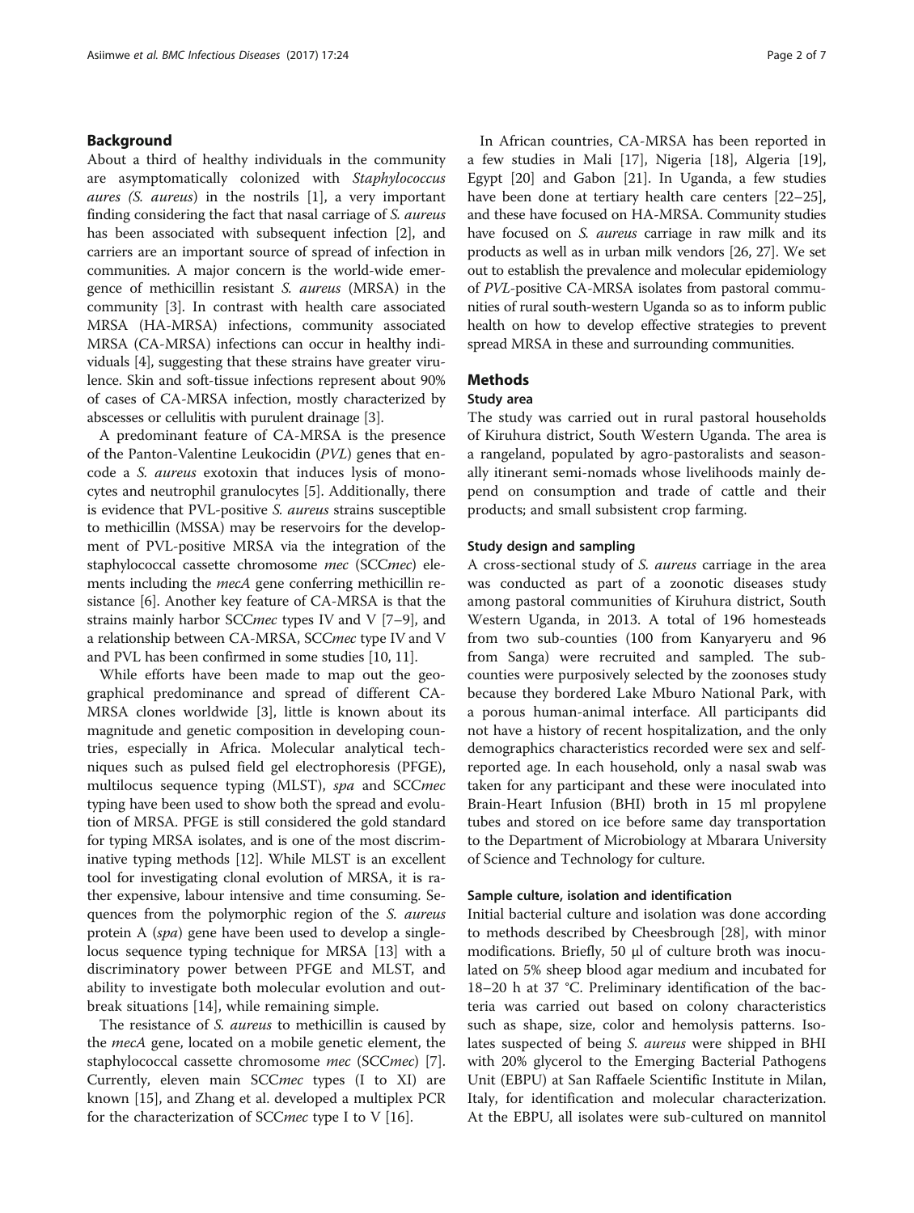## Background

About a third of healthy individuals in the community are asymptomatically colonized with *Staphylococcus aures (S. aureus)* in the nostrils [1], a very important finding considering the fact that nasal carriage of *S. aureus* has been associated with subsequent infection [2], and carriers are an important source of spread of infection in communities. A major concern is the world-wide emergence of methicillin resistant *S. aureus* (MRSA) in the community [3]. In contrast with health care associated MRSA (HA-MRSA) infections, community associated MRSA (CA-MRSA) infections can occur in healthy individuals [4], suggesting that these strains have greater virulence. Skin and soft-tissue infections represent about 90% of cases of CA-MRSA infection, mostly characterized by abscesses or cellulitis with purulent drainage [3].

A predominant feature of CA-MRSA is the presence of the Panton-Valentine Leukocidin (*PVL*) genes that encode a *S. aureus* exotoxin that induces lysis of monocytes and neutrophil granulocytes [5]. Additionally, there is evidence that PVL-positive *S. aureus* strains susceptible to methicillin (MSSA) may be reservoirs for the development of PVL-positive MRSA via the integration of the staphylococcal cassette chromosome *mec* (SCC*mec*) elements including the *mecA* gene conferring methicillin resistance [6]. Another key feature of CA-MRSA is that the strains mainly harbor SCC*mec* types IV and V [7–9], and a relationship between CA-MRSA, SCC*mec* type IV and V and PVL has been confirmed in some studies [10, 11].

While efforts have been made to map out the geographical predominance and spread of different CA-MRSA clones worldwide [3], little is known about its magnitude and genetic composition in developing countries, especially in Africa. Molecular analytical techniques such as pulsed field gel electrophoresis (PFGE), multilocus sequence typing (MLST), *spa* and SCC*mec* typing have been used to show both the spread and evolution of MRSA. PFGE is still considered the gold standard for typing MRSA isolates, and is one of the most discriminative typing methods [12]. While MLST is an excellent tool for investigating clonal evolution of MRSA, it is rather expensive, labour intensive and time consuming. Sequences from the polymorphic region of the *S. aureus* protein A (*spa*) gene have been used to develop a single-locus sequence typing technique for MRSA [13] with a discriminatory power between PFGE and MLST, and ability to investigate both molecular evolution and outbreak situations [14], while remaining simple.

The resistance of *S. aureus* to methicillin is caused by the *mecA* gene, located on a mobile genetic element, the staphylococcal cassette chromosome *mec* (SCC*mec*) [7]. Currently, eleven main SCC*mec* types (I to XI) are known [15], and Zhang et al. developed a multiplex PCR for the characterization of SCC*mec* type I to V [16].

In African countries, CA-MRSA has been reported in a few studies in Mali [17], Nigeria [18], Algeria [19], Egypt [20] and Gabon [21]. In Uganda, a few studies have been done at tertiary health care centers [22–25], and these have focused on HA-MRSA. Community studies have focused on *S. aureus* carriage in raw milk and its products as well as in urban milk vendors [26, 27]. We set out to establish the prevalence and molecular epidemiology of *PVL*-positive CA-MRSA isolates from pastoral communities of rural south-western Uganda so as to inform public health on how to develop effective strategies to prevent spread MRSA in these and surrounding communities.

## Methods

### Study area

The study was carried out in rural pastoral households of Kiruhura district, South Western Uganda. The area is a rangeland, populated by agro-pastoralists and seasonally itinerant semi-nomads whose livelihoods mainly depend on consumption and trade of cattle and their products; and small subsistent crop farming.

### Study design and sampling

A cross-sectional study of *S. aureus* carriage in the area was conducted as part of a zoonotic diseases study among pastoral communities of Kiruhura district, South Western Uganda, in 2013. A total of 196 homesteads from two sub-counties (100 from Kanyaryeru and 96 from Sanga) were recruited and sampled. The sub-counties were purposively selected by the zoonoses study because they bordered Lake Mburo National Park, with a porous human-animal interface. All participants did not have a history of recent hospitalization, and the only demographics characteristics recorded were sex and self-reported age. In each household, only a nasal swab was taken for any participant and these were inoculated into Brain-Heart Infusion (BHI) broth in 15 ml propylene tubes and stored on ice before same day transportation to the Department of Microbiology at Mbarara University of Science and Technology for culture.

### Sample culture, isolation and identification

Initial bacterial culture and isolation was done according to methods described by Cheesbrough [28], with minor modifications. Briefly, 50 μl of culture broth was inoculated on 5% sheep blood agar medium and incubated for 18–20 h at 37 °C. Preliminary identification of the bacteria was carried out based on colony characteristics such as shape, size, color and hemolysis patterns. Isolates suspected of being *S. aureus* were shipped in BHI with 20% glycerol to the Emerging Bacterial Pathogens Unit (EBPU) at San Raffaele Scientific Institute in Milan, Italy, for identification and molecular characterization. At the EBPU, all isolates were sub-cultured on mannitol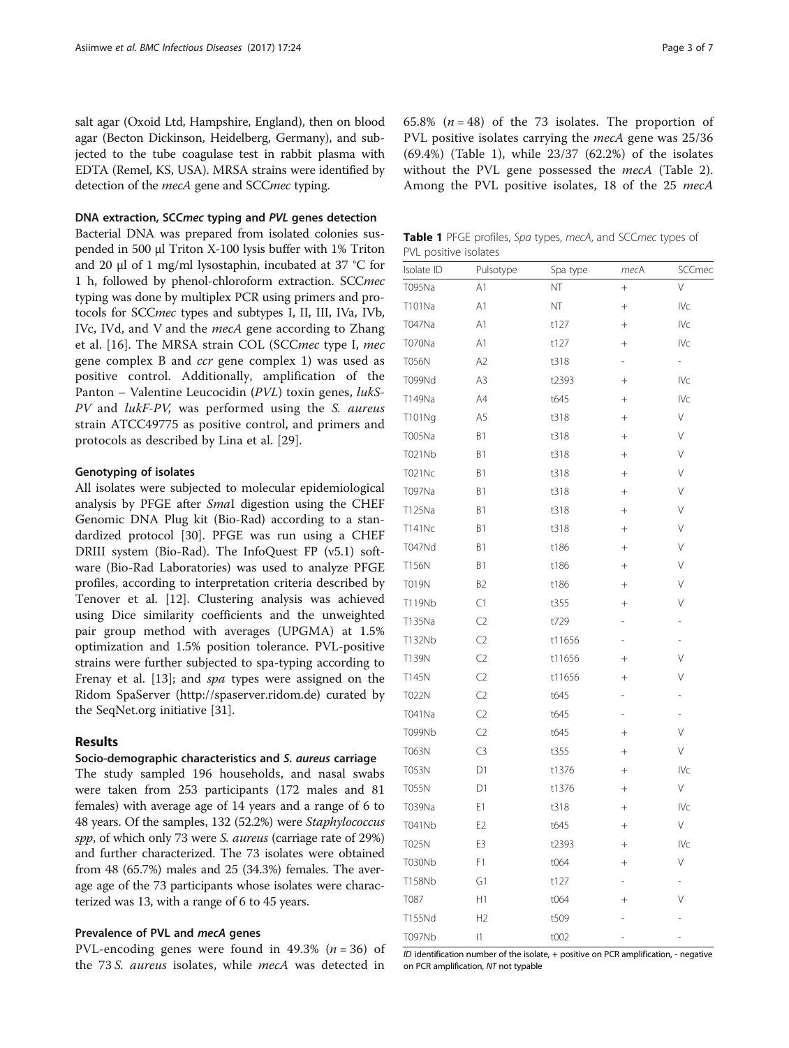salt agar (Oxoid Ltd, Hampshire, England), then on blood agar (Becton Dickinson, Heidelberg, Germany), and subjected to the tube coagulase test in rabbit plasma with EDTA (Remel, KS, USA). MRSA strains were identified by detection of the *mecA* gene and SCC*mec* typing.

### DNA extraction, SCC*mec* typing and *PVL* genes detection

Bacterial DNA was prepared from isolated colonies suspended in 500 μl Triton X-100 lysis buffer with 1% Triton and 20 μl of 1 mg/ml lysostaphin, incubated at 37 °C for 1 h, followed by phenol-chloroform extraction. SCC*mec* typing was done by multiplex PCR using primers and protocols for SCC*mec* types and subtypes I, II, III, IVa, IVb, IVc, IVd, and V and the *mecA* gene according to Zhang et al. [16]. The MRSA strain COL (SCC*mec* type I, *mec* gene complex B and *ccr* gene complex 1) was used as positive control. Additionally, amplification of the Panton – Valentine Leucocidin (*PVL*) toxin genes, *lukS-PV* and *lukF-PV,* was performed using the *S. aureus* strain ATCC49775 as positive control, and primers and protocols as described by Lina et al. [29].

### Genotyping of isolates

All isolates were subjected to molecular epidemiological analysis by PFGE after *Sma*I digestion using the CHEF Genomic DNA Plug kit (Bio-Rad) according to a standardized protocol [30]. PFGE was run using a CHEF DRIII system (Bio-Rad). The InfoQuest FP (v5.1) software (Bio-Rad Laboratories) was used to analyze PFGE profiles, according to interpretation criteria described by Tenover et al. [12]. Clustering analysis was achieved using Dice similarity coefficients and the unweighted pair group method with averages (UPGMA) at 1.5% optimization and 1.5% position tolerance. PVL-positive strains were further subjected to spa-typing according to Frenay et al. [13]; and *spa* types were assigned on the Ridom SpaServer (http://spaserver.ridom.de) curated by the SeqNet.org initiative [31].

## Results

### Socio-demographic characteristics and *S. aureus* carriage

The study sampled 196 households, and nasal swabs were taken from 253 participants (172 males and 81 females) with average age of 14 years and a range of 6 to 48 years. Of the samples, 132 (52.2%) were *Staphylococcus spp*, of which only 73 were *S. aureus* (carriage rate of 29%) and further characterized. The 73 isolates were obtained from 48 (65.7%) males and 25 (34.3%) females. The average age of the 73 participants whose isolates were characterized was 13, with a range of 6 to 45 years.

### Prevalence of PVL and *mecA* genes

PVL-encoding genes were found in 49.3% ($n = 36$) of the 73 *S. aureus* isolates, while *mecA* was detected in 65.8% ($n = 48$) of the 73 isolates. The proportion of PVL positive isolates carrying the *mecA* gene was 25/36 (69.4%) (Table 1), while 23/37 (62.2%) of the isolates without the PVL gene possessed the *mecA* (Table 2). Among the PVL positive isolates, 18 of the 25 *mecA*

**Table 1** PFGE profiles, *Spa* types, *mecA*, and SCC*mec* types of PVL positive isolates

| Isolate ID | Pulsotype | Spa type | *mecA* | SCCmec |
|---|---|---|---|---|
| T095Na | A1 | NT | + | V |
| T101Na | A1 | NT | + | IVc |
| T047Na | A1 | t127 | + | IVc |
| T070Na | A1 | t127 | + | IVc |
| T056N | A2 | t318 | - | - |
| T099Nd | A3 | t2393 | + | IVc |
| T149Na | A4 | t645 | + | IVc |
| T101Ng | A5 | t318 | + | V |
| T005Na | B1 | t318 | + | V |
| T021Nb | B1 | t318 | + | V |
| T021Nc | B1 | t318 | + | V |
| T097Na | B1 | t318 | + | V |
| T125Na | B1 | t318 | + | V |
| T141Nc | B1 | t318 | + | V |
| T047Nd | B1 | t186 | + | V |
| T156N | B1 | t186 | + | V |
| T019N | B2 | t186 | + | V |
| T119Nb | C1 | t355 | + | V |
| T135Na | C2 | t729 | - | - |
| T132Nb | C2 | t11656 | - | - |
| T139N | C2 | t11656 | + | V |
| T145N | C2 | t11656 | + | V |
| T022N | C2 | t645 | - | - |
| T041Na | C2 | t645 | - | - |
| T099Nb | C2 | t645 | + | V |
| T063N | C3 | t355 | + | V |
| T053N | D1 | t1376 | + | IVc |
| T055N | D1 | t1376 | + | V |
| T039Na | E1 | t318 | + | IVc |
| T041Nb | E2 | t645 | + | V |
| T025N | E3 | t2393 | + | IVc |
| T030Nb | F1 | t064 | + | V |
| T158Nb | G1 | t127 | - | - |
| T087 | H1 | t064 | + | V |
| T155Nd | H2 | t509 | - | - |
| T097Nb | I1 | t002 | - | - |

*ID* identification number of the isolate, + positive on PCR amplification, - negative on PCR amplification, *NT* not typable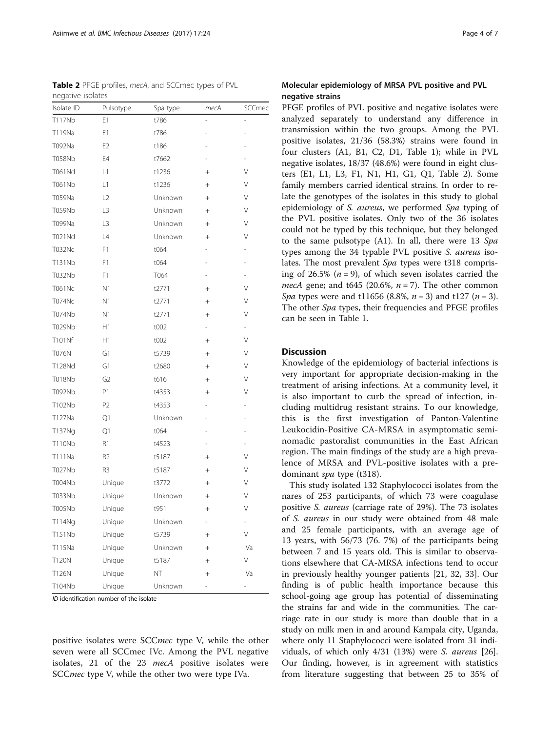**Table 2** PFGE profiles, *mecA*, and SCCmec types of PVL negative isolates

| Isolate ID | Pulsotype | Spa type | *mec*A | SCCmec |
|---|---|---|---|---|
| T117Nb | E1 | t786 | - | - |
| T119Na | E1 | t786 | - | - |
| T092Na | E2 | t186 | - | - |
| T058Nb | E4 | t7662 | - | - |
| T061Nd | L1 | t1236 | + | V |
| T061Nb | L1 | t1236 | + | V |
| T059Na | L2 | Unknown | + | V |
| T059Nb | L3 | Unknown | + | V |
| T099Na | L3 | Unknown | + | V |
| T021Nd | L4 | Unknown | + | V |
| T032Nc | F1 | t064 | - | - |
| T131Nb | F1 | t064 | - | - |
| T032Nb | F1 | T064 | - | - |
| T061Nc | N1 | t2771 | + | V |
| T074Nc | N1 | t2771 | + | V |
| T074Nb | N1 | t2771 | + | V |
| T029Nb | H1 | t002 | - | - |
| T101Nf | H1 | t002 | + | V |
| T076N | G1 | t5739 | + | V |
| T128Nd | G1 | t2680 | + | V |
| T018Nb | G2 | t616 | + | V |
| T092Nb | P1 | t4353 | + | V |
| T102Nb | P2 | t4353 | - | - |
| T127Na | Q1 | Unknown | - | - |
| T137Ng | Q1 | t064 | - | - |
| T110Nb | R1 | t4523 | - | - |
| T111Na | R2 | t5187 | + | V |
| T027Nb | R3 | t5187 | + | V |
| T004Nb | Unique | t3772 | + | V |
| T033Nb | Unique | Unknown | + | V |
| T005Nb | Unique | t951 | + | V |
| T114Ng | Unique | Unknown | - | - |
| T151Nb | Unique | t5739 | + | V |
| T115Na | Unique | Unknown | + | IVa |
| T120N | Unique | t5187 | + | V |
| T126N | Unique | NT | + | IVa |
| T104Nb | Unique | Unknown | - | - |

*ID* identification number of the isolate

positive isolates were SCC*mec* type V, while the other seven were all SCCmec IVc. Among the PVL negative isolates, 21 of the 23 *mecA* positive isolates were SCC*mec* type V, while the other two were type IVa.

### Molecular epidemiology of MRSA PVL positive and PVL negative strains

PFGE profiles of PVL positive and negative isolates were analyzed separately to understand any difference in transmission within the two groups. Among the PVL positive isolates, 21/36 (58.3%) strains were found in four clusters (A1, B1, C2, D1, Table 1); while in PVL negative isolates, 18/37 (48.6%) were found in eight clusters (E1, L1, L3, F1, N1, H1, G1, Q1, Table 2). Some family members carried identical strains. In order to relate the genotypes of the isolates in this study to global epidemiology of *S. aureus*, we performed *Spa* typing of the PVL positive isolates. Only two of the 36 isolates could not be typed by this technique, but they belonged to the same pulsotype (A1). In all, there were 13 *Spa* types among the 34 typable PVL positive *S. aureus* isolates. The most prevalent *Spa* types were t318 comprising of 26.5% ($n = 9$), of which seven isolates carried the *mecA* gene; and t645 (20.6%, $n = 7$). The other common *Spa* types were and t11656 (8.8%, $n = 3$) and t127 ($n = 3$). The other *Spa* types, their frequencies and PFGE profiles can be seen in Table 1.

## Discussion

Knowledge of the epidemiology of bacterial infections is very important for appropriate decision-making in the treatment of arising infections. At a community level, it is also important to curb the spread of infection, including multidrug resistant strains. To our knowledge, this is the first investigation of Panton-Valentine Leukocidin-Positive CA-MRSA in asymptomatic semi-nomadic pastoralist communities in the East African region. The main findings of the study are a high prevalence of MRSA and PVL-positive isolates with a predominant *spa* type (t318).

This study isolated 132 Staphylococci isolates from the nares of 253 participants, of which 73 were coagulase positive *S. aureus* (carriage rate of 29%). The 73 isolates of *S. aureus* in our study were obtained from 48 male and 25 female participants, with an average age of 13 years, with 56/73 (76. 7%) of the participants being between 7 and 15 years old. This is similar to observations elsewhere that CA-MRSA infections tend to occur in previously healthy younger patients [21, 32, 33]. Our finding is of public health importance because this school-going age group has potential of disseminating the strains far and wide in the communities. The carriage rate in our study is more than double that in a study on milk men in and around Kampala city, Uganda, where only 11 Staphylococci were isolated from 31 individuals, of which only 4/31 (13%) were *S. aureus* [26]. Our finding, however, is in agreement with statistics from literature suggesting that between 25 to 35% of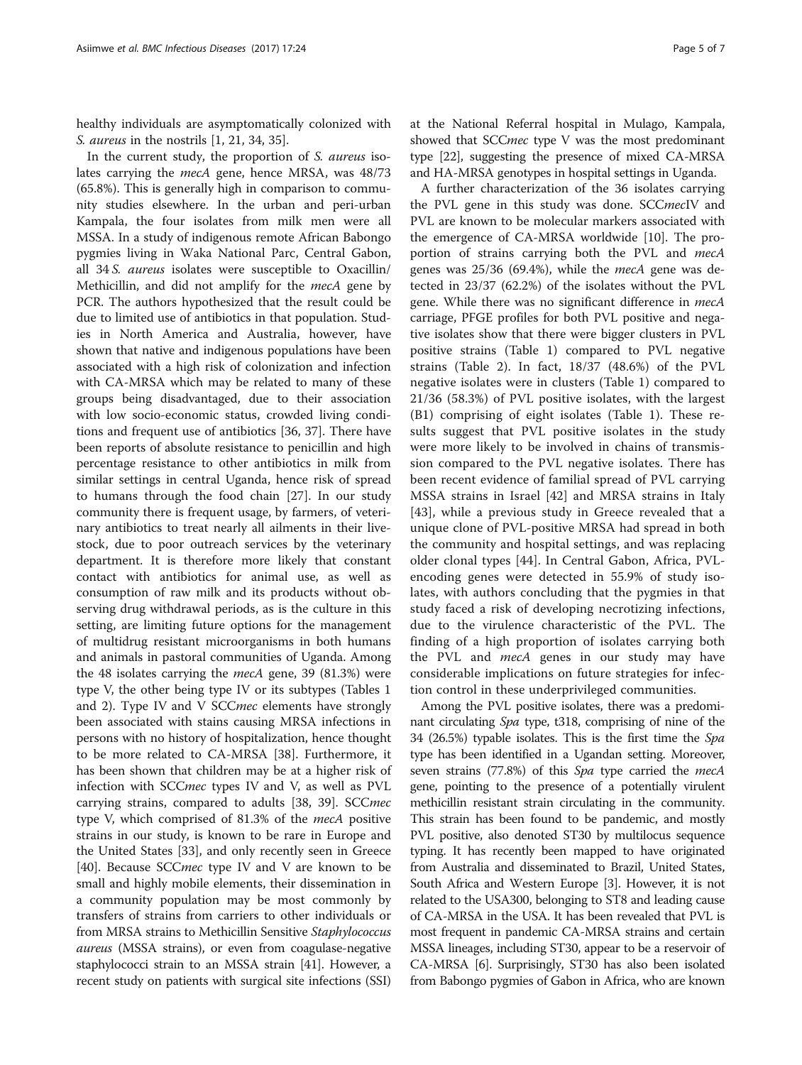healthy individuals are asymptomatically colonized with *S. aureus* in the nostrils [1, 21, 34, 35].

In the current study, the proportion of *S. aureus* isolates carrying the *mecA* gene, hence MRSA, was 48/73 (65.8%). This is generally high in comparison to community studies elsewhere. In the urban and peri-urban Kampala, the four isolates from milk men were all MSSA. In a study of indigenous remote African Babongo pygmies living in Waka National Parc, Central Gabon, all 34 *S. aureus* isolates were susceptible to Oxacillin/Methicillin, and did not amplify for the *mecA* gene by PCR. The authors hypothesized that the result could be due to limited use of antibiotics in that population. Studies in North America and Australia, however, have shown that native and indigenous populations have been associated with a high risk of colonization and infection with CA-MRSA which may be related to many of these groups being disadvantaged, due to their association with low socio-economic status, crowded living conditions and frequent use of antibiotics [36, 37]. There have been reports of absolute resistance to penicillin and high percentage resistance to other antibiotics in milk from similar settings in central Uganda, hence risk of spread to humans through the food chain [27]. In our study community there is frequent usage, by farmers, of veterinary antibiotics to treat nearly all ailments in their livestock, due to poor outreach services by the veterinary department. It is therefore more likely that constant contact with antibiotics for animal use, as well as consumption of raw milk and its products without observing drug withdrawal periods, as is the culture in this setting, are limiting future options for the management of multidrug resistant microorganisms in both humans and animals in pastoral communities of Uganda. Among the 48 isolates carrying the *mecA* gene, 39 (81.3%) were type V, the other being type IV or its subtypes (Tables 1 and 2). Type IV and V SCC*mec* elements have strongly been associated with stains causing MRSA infections in persons with no history of hospitalization, hence thought to be more related to CA-MRSA [38]. Furthermore, it has been shown that children may be at a higher risk of infection with SCC*mec* types IV and V, as well as PVL carrying strains, compared to adults [38, 39]. SCC*mec* type V, which comprised of 81.3% of the *mecA* positive strains in our study, is known to be rare in Europe and the United States [33], and only recently seen in Greece [40]. Because SCC*mec* type IV and V are known to be small and highly mobile elements, their dissemination in a community population may be most commonly by transfers of strains from carriers to other individuals or from MRSA strains to Methicillin Sensitive *Staphylococcus aureus* (MSSA strains), or even from coagulase-negative staphylococci strain to an MSSA strain [41]. However, a recent study on patients with surgical site infections (SSI) at the National Referral hospital in Mulago, Kampala, showed that SCC*mec* type V was the most predominant type [22], suggesting the presence of mixed CA-MRSA and HA-MRSA genotypes in hospital settings in Uganda.

A further characterization of the 36 isolates carrying the PVL gene in this study was done. SCC*mec*IV and PVL are known to be molecular markers associated with the emergence of CA-MRSA worldwide [10]. The proportion of strains carrying both the PVL and *mecA* genes was 25/36 (69.4%), while the *mecA* gene was detected in 23/37 (62.2%) of the isolates without the PVL gene. While there was no significant difference in *mecA* carriage, PFGE profiles for both PVL positive and negative isolates show that there were bigger clusters in PVL positive strains (Table 1) compared to PVL negative strains (Table 2). In fact, 18/37 (48.6%) of the PVL negative isolates were in clusters (Table 1) compared to 21/36 (58.3%) of PVL positive isolates, with the largest (B1) comprising of eight isolates (Table 1). These results suggest that PVL positive isolates in the study were more likely to be involved in chains of transmission compared to the PVL negative isolates. There has been recent evidence of familial spread of PVL carrying MSSA strains in Israel [42] and MRSA strains in Italy [43], while a previous study in Greece revealed that a unique clone of PVL-positive MRSA had spread in both the community and hospital settings, and was replacing older clonal types [44]. In Central Gabon, Africa, PVL-encoding genes were detected in 55.9% of study isolates, with authors concluding that the pygmies in that study faced a risk of developing necrotizing infections, due to the virulence characteristic of the PVL. The finding of a high proportion of isolates carrying both the PVL and *mecA* genes in our study may have considerable implications on future strategies for infection control in these underprivileged communities.

Among the PVL positive isolates, there was a predominant circulating *Spa* type, t318, comprising of nine of the 34 (26.5%) typable isolates. This is the first time the *Spa* type has been identified in a Ugandan setting. Moreover, seven strains (77.8%) of this *Spa* type carried the *mecA* gene, pointing to the presence of a potentially virulent methicillin resistant strain circulating in the community. This strain has been found to be pandemic, and mostly PVL positive, also denoted ST30 by multilocus sequence typing. It has recently been mapped to have originated from Australia and disseminated to Brazil, United States, South Africa and Western Europe [3]. However, it is not related to the USA300, belonging to ST8 and leading cause of CA-MRSA in the USA. It has been revealed that PVL is most frequent in pandemic CA-MRSA strains and certain MSSA lineages, including ST30, appear to be a reservoir of CA-MRSA [6]. Surprisingly, ST30 has also been isolated from Babongo pygmies of Gabon in Africa, who are known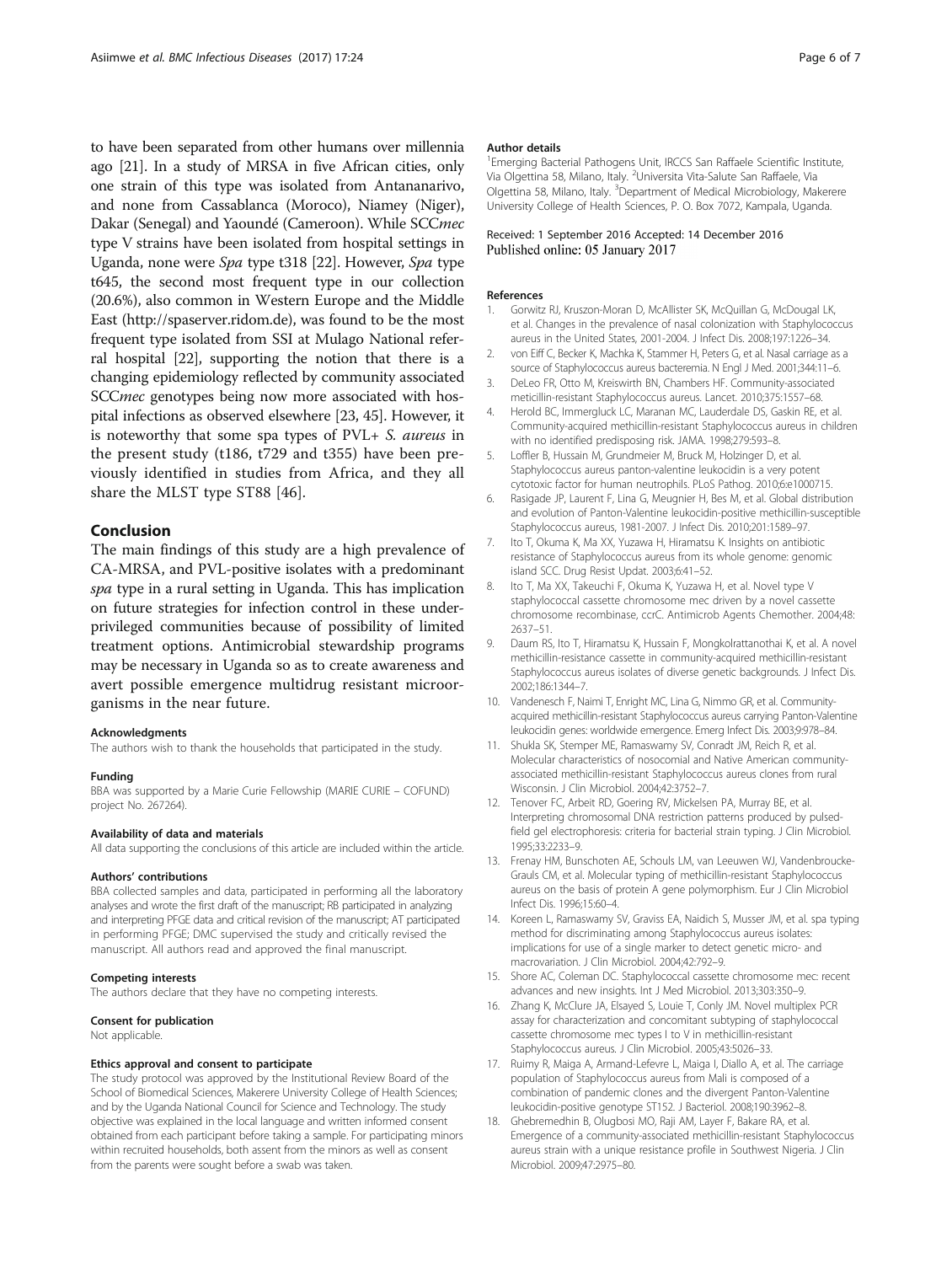to have been separated from other humans over millennia ago [21]. In a study of MRSA in five African cities, only one strain of this type was isolated from Antananarivo, and none from Cassablanca (Moroco), Niamey (Niger), Dakar (Senegal) and Yaoundé (Cameroon). While SCC*mec* type V strains have been isolated from hospital settings in Uganda, none were *Spa* type t318 [22]. However, *Spa* type t645, the second most frequent type in our collection (20.6%), also common in Western Europe and the Middle East (http://spaserver.ridom.de), was found to be the most frequent type isolated from SSI at Mulago National referral hospital [22], supporting the notion that there is a changing epidemiology reflected by community associated SCC*mec* genotypes being now more associated with hospital infections as observed elsewhere [23, 45]. However, it is noteworthy that some spa types of PVL+ *S. aureus* in the present study (t186, t729 and t355) have been previously identified in studies from Africa, and they all share the MLST type ST88 [46].

## Conclusion

The main findings of this study are a high prevalence of CA-MRSA, and PVL-positive isolates with a predominant *spa* type in a rural setting in Uganda. This has implication on future strategies for infection control in these underprivileged communities because of possibility of limited treatment options. Antimicrobial stewardship programs may be necessary in Uganda so as to create awareness and avert possible emergence multidrug resistant microorganisms in the near future.

#### Acknowledgments

The authors wish to thank the households that participated in the study.

#### Funding

BBA was supported by a Marie Curie Fellowship (MARIE CURIE – COFUND) project No. 267264).

#### Availability of data and materials

All data supporting the conclusions of this article are included within the article.

#### Authors' contributions

BBA collected samples and data, participated in performing all the laboratory analyses and wrote the first draft of the manuscript; RB participated in analyzing and interpreting PFGE data and critical revision of the manuscript; AT participated in performing PFGE; DMC supervised the study and critically revised the manuscript. All authors read and approved the final manuscript.

#### Competing interests

The authors declare that they have no competing interests.

#### Consent for publication

Not applicable.

#### Ethics approval and consent to participate

The study protocol was approved by the Institutional Review Board of the School of Biomedical Sciences, Makerere University College of Health Sciences; and by the Uganda National Council for Science and Technology. The study objective was explained in the local language and written informed consent obtained from each participant before taking a sample. For participating minors within recruited households, both assent from the minors as well as consent from the parents were sought before a swab was taken.

#### Author details

[1]Emerging Bacterial Pathogens Unit, IRCCS San Raffaele Scientific Institute, Via Olgettina 58, Milano, Italy. [2]Universita Vita-Salute San Raffaele, Via Olgettina 58, Milano, Italy. [3]Department of Medical Microbiology, Makerere University College of Health Sciences, P. O. Box 7072, Kampala, Uganda.

Received: 1 September 2016 Accepted: 14 December 2016
Published online: 05 January 2017

#### References

1. Gorwitz RJ, Kruszon-Moran D, McAllister SK, McQuillan G, McDougal LK, et al. Changes in the prevalence of nasal colonization with Staphylococcus aureus in the United States, 2001-2004. J Infect Dis. 2008;197:1226–34.
2. von Eiff C, Becker K, Machka K, Stammer H, Peters G, et al. Nasal carriage as a source of Staphylococcus aureus bacteremia. N Engl J Med. 2001;344:11–6.
3. DeLeo FR, Otto M, Kreiswirth BN, Chambers HF. Community-associated meticillin-resistant Staphylococcus aureus. Lancet. 2010;375:1557–68.
4. Herold BC, Immergluck LC, Maranan MC, Lauderdale DS, Gaskin RE, et al. Community-acquired methicillin-resistant Staphylococcus aureus in children with no identified predisposing risk. JAMA. 1998;279:593–8.
5. Loffler B, Hussain M, Grundmeier M, Bruck M, Holzinger D, et al. Staphylococcus aureus panton-valentine leukocidin is a very potent cytotoxic factor for human neutrophils. PLoS Pathog. 2010;6:e1000715.
6. Rasigade JP, Laurent F, Lina G, Meugnier H, Bes M, et al. Global distribution and evolution of Panton-Valentine leukocidin-positive methicillin-susceptible Staphylococcus aureus, 1981-2007. J Infect Dis. 2010;201:1589–97.
7. Ito T, Okuma K, Ma XX, Yuzawa H, Hiramatsu K. Insights on antibiotic resistance of Staphylococcus aureus from its whole genome: genomic island SCC. Drug Resist Updat. 2003;6:41–52.
8. Ito T, Ma XX, Takeuchi F, Okuma K, Yuzawa H, et al. Novel type V staphylococcal cassette chromosome mec driven by a novel cassette chromosome recombinase, ccrC. Antimicrob Agents Chemother. 2004;48: 2637–51.
9. Daum RS, Ito T, Hiramatsu K, Hussain F, Mongkolrattanothai K, et al. A novel methicillin-resistance cassette in community-acquired methicillin-resistant Staphylococcus aureus isolates of diverse genetic backgrounds. J Infect Dis. 2002;186:1344–7.
10. Vandenesch F, Naimi T, Enright MC, Lina G, Nimmo GR, et al. Community-acquired methicillin-resistant Staphylococcus aureus carrying Panton-Valentine leukocidin genes: worldwide emergence. Emerg Infect Dis. 2003;9:978–84.
11. Shukla SK, Stemper ME, Ramaswamy SV, Conradt JM, Reich R, et al. Molecular characteristics of nosocomial and Native American community-associated methicillin-resistant Staphylococcus aureus clones from rural Wisconsin. J Clin Microbiol. 2004;42:3752–7.
12. Tenover FC, Arbeit RD, Goering RV, Mickelsen PA, Murray BE, et al. Interpreting chromosomal DNA restriction patterns produced by pulsed-field gel electrophoresis: criteria for bacterial strain typing. J Clin Microbiol. 1995;33:2233–9.
13. Frenay HM, Bunschoten AE, Schouls LM, van Leeuwen WJ, Vandenbroucke-Grauls CM, et al. Molecular typing of methicillin-resistant Staphylococcus aureus on the basis of protein A gene polymorphism. Eur J Clin Microbiol Infect Dis. 1996;15:60–4.
14. Koreen L, Ramaswamy SV, Graviss EA, Naidich S, Musser JM, et al. spa typing method for discriminating among Staphylococcus aureus isolates: implications for use of a single marker to detect genetic micro- and macrovariation. J Clin Microbiol. 2004;42:792–9.
15. Shore AC, Coleman DC. Staphylococcal cassette chromosome mec: recent advances and new insights. Int J Med Microbiol. 2013;303:350–9.
16. Zhang K, McClure JA, Elsayed S, Louie T, Conly JM. Novel multiplex PCR assay for characterization and concomitant subtyping of staphylococcal cassette chromosome mec types I to V in methicillin-resistant Staphylococcus aureus. J Clin Microbiol. 2005;43:5026–33.
17. Ruimy R, Maiga A, Armand-Lefevre L, Maiga I, Diallo A, et al. The carriage population of Staphylococcus aureus from Mali is composed of a combination of pandemic clones and the divergent Panton-Valentine leukocidin-positive genotype ST152. J Bacteriol. 2008;190:3962–8.
18. Ghebremedhin B, Olugbosi MO, Raji AM, Layer F, Bakare RA, et al. Emergence of a community-associated methicillin-resistant Staphylococcus aureus strain with a unique resistance profile in Southwest Nigeria. J Clin Microbiol. 2009;47:2975–80.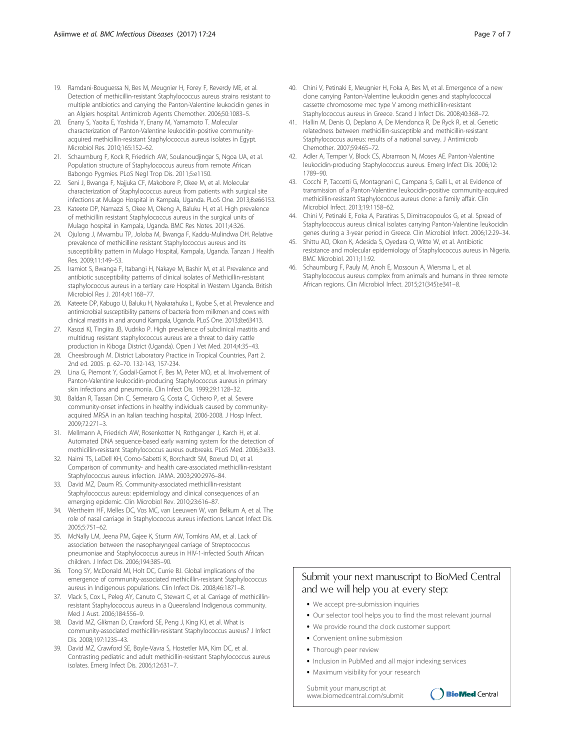19. Ramdani-Bouguessa N, Bes M, Meugnier H, Forey F, Reverdy ME, et al. Detection of methicillin-resistant Staphylococcus aureus strains resistant to multiple antibiotics and carrying the Panton-Valentine leukocidin genes in an Algiers hospital. Antimicrob Agents Chemother. 2006;50:1083–5.
20. Enany S, Yaoita E, Yoshida Y, Enany M, Yamamoto T. Molecular characterization of Panton-Valentine leukocidin-positive community-acquired methicillin-resistant Staphylococcus aureus isolates in Egypt. Microbiol Res. 2010;165:152–62.
21. Schaumburg F, Kock R, Friedrich AW, Soulanoudjingar S, Ngoa UA, et al. Population structure of Staphylococcus aureus from remote African Babongo Pygmies. PLoS Negl Trop Dis. 2011;5:e1150.
22. Seni J, Bwanga F, Najjuka CF, Makobore P, Okee M, et al. Molecular characterization of Staphylococcus aureus from patients with surgical site infections at Mulago Hospital in Kampala, Uganda. PLoS One. 2013;8:e66153.
23. Kateete DP, Namazzi S, Okee M, Okeng A, Baluku H, et al. High prevalence of methicillin resistant Staphylococcus aureus in the surgical units of Mulago hospital in Kampala, Uganda. BMC Res Notes. 2011;4:326.
24. Ojulong J, Mwambu TP, Joloba M, Bwanga F, Kaddu-Mulindwa DH. Relative prevalence of methicilline resistant Staphylococcus aureus and its susceptibility pattern in Mulago Hospital, Kampala, Uganda. Tanzan J Health Res. 2009;11:149–53.
25. Iramiot S, Bwanga F, Itabangi H, Nakaye M, Bashir M, et al. Prevalence and antibiotic susceptibility patterns of clinical isolates of Methicillin-resistant staphylococcus aureus in a tertiary care Hospital in Western Uganda. British Microbiol Res J. 2014;4:1168–77.
26. Kateete DP, Kabugo U, Baluku H, Nyakarahuka L, Kyobe S, et al. Prevalence and antimicrobial susceptibility patterns of bacteria from milkmen and cows with clinical mastitis in and around Kampala, Uganda. PLoS One. 2013;8:e63413.
27. Kasozi KI, Tingiira JB, Vudriko P. High prevalence of subclinical mastitis and multidrug resistant staphylococcus aureus are a threat to dairy cattle production in Kiboga District (Uganda). Open J Vet Med. 2014;4:35–43.
28. Cheesbrough M. District Laboratory Practice in Tropical Countries, Part 2. 2nd ed. 2005. p. 62–70. 132-143, 157-234.
29. Lina G, Piemont Y, Godail-Gamot F, Bes M, Peter MO, et al. Involvement of Panton-Valentine leukocidin-producing Staphylococcus aureus in primary skin infections and pneumonia. Clin Infect Dis. 1999;29:1128–32.
30. Baldan R, Tassan Din C, Semeraro G, Costa C, Cichero P, et al. Severe community-onset infections in healthy individuals caused by community-acquired MRSA in an Italian teaching hospital, 2006-2008. J Hosp Infect. 2009;72:271–3.
31. Mellmann A, Friedrich AW, Rosenkotter N, Rothganger J, Karch H, et al. Automated DNA sequence-based early warning system for the detection of methicillin-resistant Staphylococcus aureus outbreaks. PLoS Med. 2006;3:e33.
32. Naimi TS, LeDell KH, Como-Sabetti K, Borchardt SM, Boxrud DJ, et al. Comparison of community- and health care-associated methicillin-resistant Staphylococcus aureus infection. JAMA. 2003;290:2976–84.
33. David MZ, Daum RS. Community-associated methicillin-resistant Staphylococcus aureus: epidemiology and clinical consequences of an emerging epidemic. Clin Microbiol Rev. 2010;23:616–87.
34. Wertheim HF, Melles DC, Vos MC, van Leeuwen W, van Belkum A, et al. The role of nasal carriage in Staphylococcus aureus infections. Lancet Infect Dis. 2005;5:751–62.
35. McNally LM, Jeena PM, Gajee K, Sturm AW, Tomkins AM, et al. Lack of association between the nasopharyngeal carriage of Streptococcus pneumoniae and Staphylococcus aureus in HIV-1-infected South African children. J Infect Dis. 2006;194:385–90.
36. Tong SY, McDonald MI, Holt DC, Currie BJ. Global implications of the emergence of community-associated methicillin-resistant Staphylococcus aureus in Indigenous populations. Clin Infect Dis. 2008;46:1871–8.
37. Vlack S, Cox L, Peleg AY, Canuto C, Stewart C, et al. Carriage of methicillin-resistant Staphylococcus aureus in a Queensland Indigenous community. Med J Aust. 2006;184:556–9.
38. David MZ, Glikman D, Crawford SE, Peng J, King KJ, et al. What is community-associated methicillin-resistant Staphylococcus aureus? J Infect Dis. 2008;197:1235–43.
39. David MZ, Crawford SE, Boyle-Vavra S, Hostetler MA, Kim DC, et al. Contrasting pediatric and adult methicillin-resistant Staphylococcus aureus isolates. Emerg Infect Dis. 2006;12:631–7.
40. Chini V, Petinaki E, Meugnier H, Foka A, Bes M, et al. Emergence of a new clone carrying Panton-Valentine leukocidin genes and staphylococcal cassette chromosome mec type V among methicillin-resistant Staphylococcus aureus in Greece. Scand J Infect Dis. 2008;40:368–72.
41. Hallin M, Denis O, Deplano A, De Mendonca R, De Ryck R, et al. Genetic relatedness between methicillin-susceptible and methicillin-resistant Staphylococcus aureus: results of a national survey. J Antimicrob Chemother. 2007;59:465–72.
42. Adler A, Temper V, Block CS, Abramson N, Moses AE. Panton-Valentine leukocidin-producing Staphylococcus aureus. Emerg Infect Dis. 2006;12: 1789–90.
43. Cocchi P, Taccetti G, Montagnani C, Campana S, Galli L, et al. Evidence of transmission of a Panton-Valentine leukocidin-positive community-acquired methicillin-resistant Staphylococcus aureus clone: a family affair. Clin Microbiol Infect. 2013;19:1158–62.
44. Chini V, Petinaki E, Foka A, Paratiras S, Dimitracopoulos G, et al. Spread of Staphylococcus aureus clinical isolates carrying Panton-Valentine leukocidin genes during a 3-year period in Greece. Clin Microbiol Infect. 2006;12:29–34.
45. Shittu AO, Okon K, Adesida S, Oyedara O, Witte W, et al. Antibiotic resistance and molecular epidemiology of Staphylococcus aureus in Nigeria. BMC Microbiol. 2011;11:92.
46. Schaumburg F, Pauly M, Anoh E, Mossoun A, Wiersma L, et al. Staphylococcus aureus complex from animals and humans in three remote African regions. Clin Microbiol Infect. 2015;21(345):e341–8.

Submit your next manuscript to BioMed Central and we will help you at every step:

- We accept pre-submission inquiries
- Our selector tool helps you to find the most relevant journal
- We provide round the clock customer support
- Convenient online submission
- Thorough peer review
- Inclusion in PubMed and all major indexing services
- Maximum visibility for your research

Submit your manuscript at www.biomedcentral.com/submit

BioMed Central